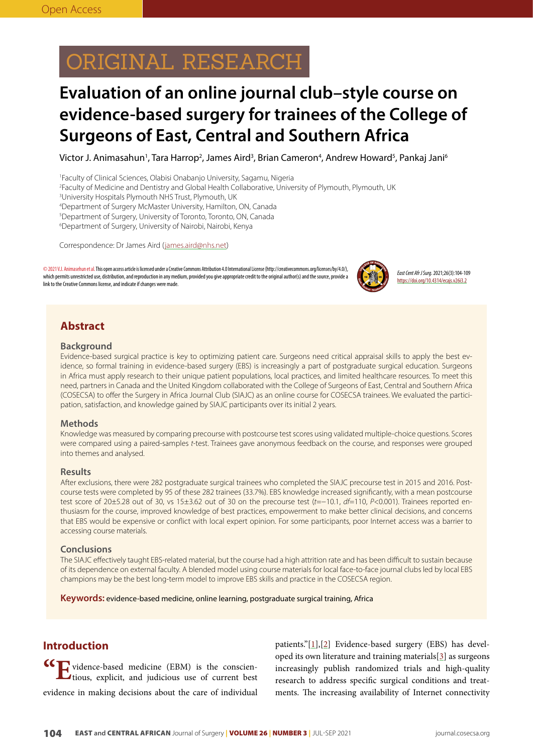ORIGINAL RESEARCH

# Evaluation of an online journal club–style course on evidence-based surgery for trainees of the College of Surgeons of East, Central and Southern Africa

Victor J. Animasahun[1], Tara Harrop[2], James Aird[3], Brian Cameron[4], Andrew Howard[5], Pankaj Jani[6]

[1]Faculty of Clinical Sciences, Olabisi Onabanjo University, Sagamu, Nigeria
[2]Faculty of Medicine and Dentistry and Global Health Collaborative, University of Plymouth, Plymouth, UK
[3]University Hospitals Plymouth NHS Trust, Plymouth, UK
[4]Department of Surgery McMaster University, Hamilton, ON, Canada
[5]Department of Surgery, University of Toronto, Toronto, ON, Canada
[6]Department of Surgery, University of Nairobi, Nairobi, Kenya

Correspondence: Dr James Aird (james.aird@nhs.net)

© 2021 V.J. Animasahun et al. This open access article is licensed under a Creative Commons Attribution 4.0 International License (http://creativecommons.org/licenses/by/4.0/), which permits unrestricted use, distribution, and reproduction in any medium, provided you give appropriate credit to the original author(s) and the source, provide a link to the Creative Commons license, and indicate if changes were made.

*East Cent Afr J Surg*. 2021;26(3):104-109
https://doi.org/10.4314/ecajs.v26i3.2

## Abstract

### Background

Evidence-based surgical practice is key to optimizing patient care. Surgeons need critical appraisal skills to apply the best evidence, so formal training in evidence-based surgery (EBS) is increasingly a part of postgraduate surgical education. Surgeons in Africa must apply research to their unique patient populations, local practices, and limited healthcare resources. To meet this need, partners in Canada and the United Kingdom collaborated with the College of Surgeons of East, Central and Southern Africa (COSECSA) to offer the Surgery in Africa Journal Club (SIAJC) as an online course for COSECSA trainees. We evaluated the participation, satisfaction, and knowledge gained by SIAJC participants over its initial 2 years.

### Methods

Knowledge was measured by comparing precourse with postcourse test scores using validated multiple-choice questions. Scores were compared using a paired-samples *t*-test. Trainees gave anonymous feedback on the course, and responses were grouped into themes and analysed.

### Results

After exclusions, there were 282 postgraduate surgical trainees who completed the SIAJC precourse test in 2015 and 2016. Postcourse tests were completed by 95 of these 282 trainees (33.7%). EBS knowledge increased significantly, with a mean postcourse test score of 20±5.28 out of 30, vs 15±3.62 out of 30 on the precourse test ($t$=−10.1, $df$=110, $P$<0.001). Trainees reported enthusiasm for the course, improved knowledge of best practices, empowerment to make better clinical decisions, and concerns that EBS would be expensive or conflict with local expert opinion. For some participants, poor Internet access was a barrier to accessing course materials.

### Conclusions

The SIAJC effectively taught EBS-related material, but the course had a high attrition rate and has been difficult to sustain because of its dependence on external faculty. A blended model using course materials for local face-to-face journal clubs led by local EBS champions may be the best long-term model to improve EBS skills and practice in the COSECSA region.

**Keywords:** evidence-based medicine, online learning, postgraduate surgical training, Africa

## Introduction

"Evidence-based medicine (EBM) is the conscientious, explicit, and judicious use of current best evidence in making decisions about the care of individual patients."[1],[2] Evidence-based surgery (EBS) has developed its own literature and training materials[3] as surgeons increasingly publish randomized trials and high-quality research to address specific surgical conditions and treatments. The increasing availability of Internet connectivity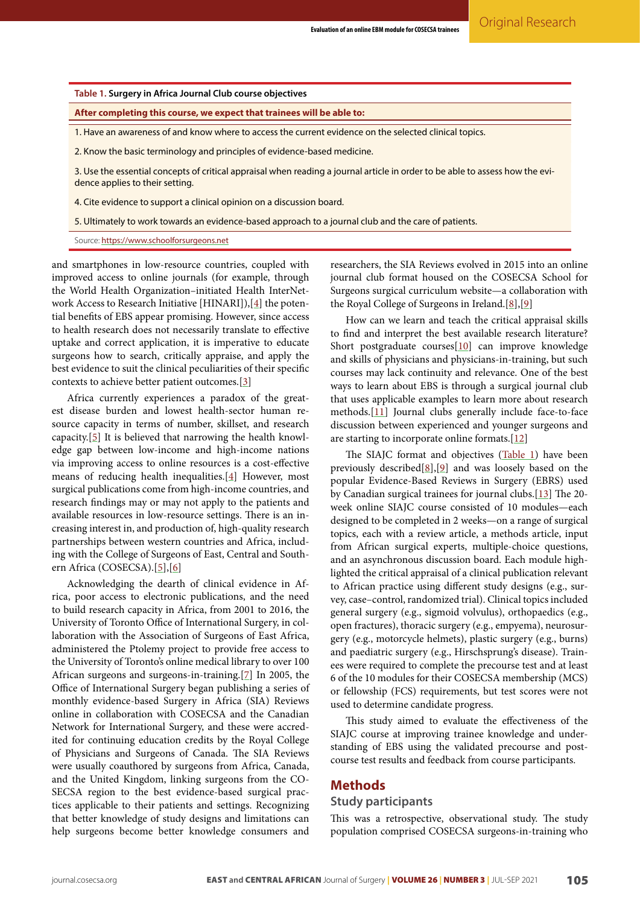**Table 1. Surgery in Africa Journal Club course objectives**

| After completing this course, we expect that trainees will be able to: |
| --- |
| 1. Have an awareness of and know where to access the current evidence on the selected clinical topics. |
| 2. Know the basic terminology and principles of evidence-based medicine. |
| 3. Use the essential concepts of critical appraisal when reading a journal article in order to be able to assess how the evidence applies to their setting. |
| 4. Cite evidence to support a clinical opinion on a discussion board. |
| 5. Ultimately to work towards an evidence-based approach to a journal club and the care of patients. |

Source: https://www.schoolforsurgeons.net

and smartphones in low-resource countries, coupled with improved access to online journals (for example, through the World Health Organization–initiated Health InterNetwork Access to Research Initiative [HINARI]),[4] the potential benefits of EBS appear promising. However, since access to health research does not necessarily translate to effective uptake and correct application, it is imperative to educate surgeons how to search, critically appraise, and apply the best evidence to suit the clinical peculiarities of their specific contexts to achieve better patient outcomes.[3]

Africa currently experiences a paradox of the greatest disease burden and lowest health-sector human resource capacity in terms of number, skillset, and research capacity.[5] It is believed that narrowing the health knowledge gap between low-income and high-income nations via improving access to online resources is a cost-effective means of reducing health inequalities.[4] However, most surgical publications come from high-income countries, and research findings may or may not apply to the patients and available resources in low-resource settings. There is an increasing interest in, and production of, high-quality research partnerships between western countries and Africa, including with the College of Surgeons of East, Central and Southern Africa (COSECSA).[5],[6]

Acknowledging the dearth of clinical evidence in Africa, poor access to electronic publications, and the need to build research capacity in Africa, from 2001 to 2016, the University of Toronto Office of International Surgery, in collaboration with the Association of Surgeons of East Africa, administered the Ptolemy project to provide free access to the University of Toronto's online medical library to over 100 African surgeons and surgeons-in-training.[7] In 2005, the Office of International Surgery began publishing a series of monthly evidence-based Surgery in Africa (SIA) Reviews online in collaboration with COSECSA and the Canadian Network for International Surgery, and these were accredited for continuing education credits by the Royal College of Physicians and Surgeons of Canada. The SIA Reviews were usually coauthored by surgeons from Africa, Canada, and the United Kingdom, linking surgeons from the COSECSA region to the best evidence-based surgical practices applicable to their patients and settings. Recognizing that better knowledge of study designs and limitations can help surgeons become better knowledge consumers and researchers, the SIA Reviews evolved in 2015 into an online journal club format housed on the COSECSA School for Surgeons surgical curriculum website—a collaboration with the Royal College of Surgeons in Ireland.[8],[9]

How can we learn and teach the critical appraisal skills to find and interpret the best available research literature? Short postgraduate courses[10] can improve knowledge and skills of physicians and physicians-in-training, but such courses may lack continuity and relevance. One of the best ways to learn about EBS is through a surgical journal club that uses applicable examples to learn more about research methods.[11] Journal clubs generally include face-to-face discussion between experienced and younger surgeons and are starting to incorporate online formats.[12]

The SIAJC format and objectives (Table 1) have been previously described[8],[9] and was loosely based on the popular Evidence-Based Reviews in Surgery (EBRS) used by Canadian surgical trainees for journal clubs.[13] The 20-week online SIAJC course consisted of 10 modules—each designed to be completed in 2 weeks—on a range of surgical topics, each with a review article, a methods article, input from African surgical experts, multiple-choice questions, and an asynchronous discussion board. Each module highlighted the critical appraisal of a clinical publication relevant to African practice using different study designs (e.g., survey, case–control, randomized trial). Clinical topics included general surgery (e.g., sigmoid volvulus), orthopaedics (e.g., open fractures), thoracic surgery (e.g., empyema), neurosurgery (e.g., motorcycle helmets), plastic surgery (e.g., burns) and paediatric surgery (e.g., Hirschsprung's disease). Trainees were required to complete the precourse test and at least 6 of the 10 modules for their COSECSA membership (MCS) or fellowship (FCS) requirements, but test scores were not used to determine candidate progress.

This study aimed to evaluate the effectiveness of the SIAJC course at improving trainee knowledge and understanding of EBS using the validated precourse and post-course test results and feedback from course participants.

## Methods

### Study participants

This was a retrospective, observational study. The study population comprised COSECSA surgeons-in-training who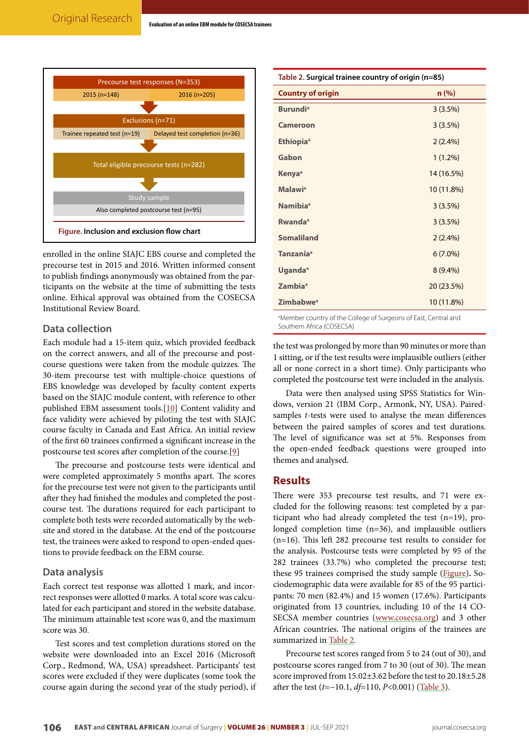Precourse test responses (N=353)

2015 (n=148) | 2016 (n=205)

Exclusions (n=71)

Trainee repeated test (n=19) | Delayed test completion (n=36)

Total eligible precourse tests (n=282)

Study sample

Also completed postcourse test (n=95)

**Figure.** Inclusion and exclusion flow chart

enrolled in the online SIAJC EBS course and completed the precourse test in 2015 and 2016. Written informed consent to publish findings anonymously was obtained from the participants on the website at the time of submitting the tests online. Ethical approval was obtained from the COSECSA Institutional Review Board.

## Data collection

Each module had a 15-item quiz, which provided feedback on the correct answers, and all of the precourse and postcourse questions were taken from the module quizzes. The 30-item precourse test with multiple-choice questions of EBS knowledge was developed by faculty content experts based on the SIAJC module content, with reference to other published EBM assessment tools.[10] Content validity and face validity were achieved by piloting the test with SIAJC course faculty in Canada and East Africa. An initial review of the first 60 trainees confirmed a significant increase in the postcourse test scores after completion of the course.[9]

The precourse and postcourse tests were identical and were completed approximately 5 months apart. The scores for the precourse test were not given to the participants until after they had finished the modules and completed the postcourse test. The durations required for each participant to complete both tests were recorded automatically by the website and stored in the database. At the end of the postcourse test, the trainees were asked to respond to open-ended questions to provide feedback on the EBM course.

## Data analysis

Each correct test response was allotted 1 mark, and incorrect responses were allotted 0 marks. A total score was calculated for each participant and stored in the website database. The minimum attainable test score was 0, and the maximum score was 30.

Test scores and test completion durations stored on the website were downloaded into an Excel 2016 (Microsoft Corp., Redmond, WA, USA) spreadsheet. Participants' test scores were excluded if they were duplicates (some took the course again during the second year of the study period), if the test was prolonged by more than 90 minutes or more than 1 sitting, or if the test results were implausible outliers (either all or none correct in a short time). Only participants who completed the postcourse test were included in the analysis.

Data were then analysed using SPSS Statistics for Windows, version 21 (IBM Corp., Armonk, NY, USA). Paired-samples *t*-tests were used to analyse the mean differences between the paired samples of scores and test durations. The level of significance was set at 5%. Responses from the open-ended feedback questions were grouped into themes and analysed.

**Table 2.** Surgical trainee country of origin (n=85)

| Country of origin | n (%) |
|---|---|
| Burundi[a] | 3 (3.5%) |
| Cameroon | 3 (3.5%) |
| Ethiopia[a] | 2 (2.4%) |
| Gabon | 1 (1.2%) |
| Kenya[a] | 14 (16.5%) |
| Malawi[a] | 10 (11.8%) |
| Namibia[a] | 3 (3.5%) |
| Rwanda[a] | 3 (3.5%) |
| Somaliland | 2 (2.4%) |
| Tanzania[a] | 6 (7.0%) |
| Uganda[a] | 8 (9.4%) |
| Zambia[a] | 20 (23.5%) |
| Zimbabwe[a] | 10 (11.8%) |

[a]Member country of the College of Surgeons of East, Central and Southern Africa (COSECSA)

## Results

There were 353 precourse test results, and 71 were excluded for the following reasons: test completed by a participant who had already completed the test (n=19), prolonged completion time (n=36), and implausible outliers (n=16). This left 282 precourse test results to consider for the analysis. Postcourse tests were completed by 95 of the 282 trainees (33.7%) who completed the precourse test; these 95 trainees comprised the study sample (Figure). Sociodemographic data were available for 85 of the 95 participants: 70 men (82.4%) and 15 women (17.6%). Participants originated from 13 countries, including 10 of the 14 COSECSA member countries (www.cosecsa.org) and 3 other African countries. The national origins of the trainees are summarized in Table 2.

Precourse test scores ranged from 5 to 24 (out of 30), and postcourse scores ranged from 7 to 30 (out of 30). The mean score improved from 15.02±3.62 before the test to 20.18±5.28 after the test ($t$=−10.1, $df$=110, $P$<0.001) (Table 3).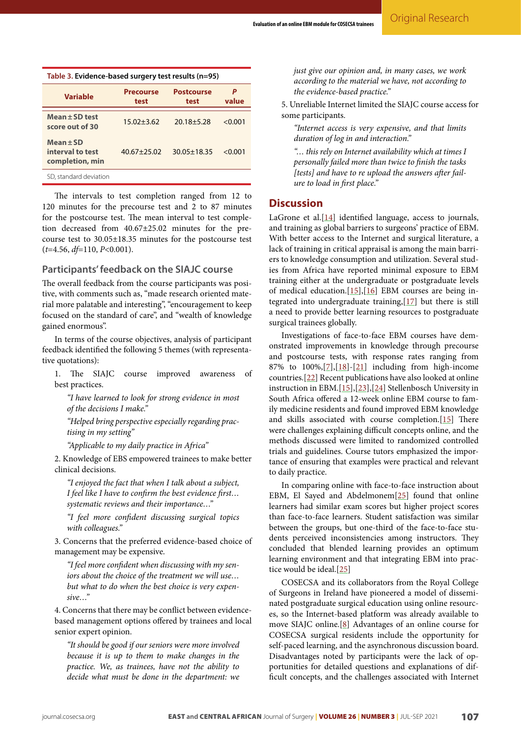**Table 3. Evidence-based surgery test results (n=95)**

| Variable | Precourse test | Postcourse test | P value |
|---|---|---|---|
| Mean±SD test score out of 30 | 15.02±3.62 | 20.18±5.28 | <0.001 |
| Mean±SD interval to test completion, min | 40.67±25.02 | 30.05±18.35 | <0.001 |

SD, standard deviation

The intervals to test completion ranged from 12 to 120 minutes for the precourse test and 2 to 87 minutes for the postcourse test. The mean interval to test completion decreased from 40.67±25.02 minutes for the precourse test to 30.05±18.35 minutes for the postcourse test ($t$=4.56, $df$=110, $P$<0.001).

### Participants' feedback on the SIAJC course

The overall feedback from the course participants was positive, with comments such as, "made research oriented material more palatable and interesting", "encouragement to keep focused on the standard of care", and "wealth of knowledge gained enormous".

In terms of the course objectives, analysis of participant feedback identified the following 5 themes (with representative quotations):

1. The SIAJC course improved awareness of best practices.

   *"I have learned to look for strong evidence in most of the decisions I make."*

   *"Helped bring perspective especially regarding practising in my setting"*

   *"Applicable to my daily practice in Africa"*

2. Knowledge of EBS empowered trainees to make better clinical decisions.

   *"I enjoyed the fact that when I talk about a subject, I feel like I have to confirm the best evidence first… systematic reviews and their importance…"*

   *"I feel more confident discussing surgical topics with colleagues."*

3. Concerns that the preferred evidence-based choice of management may be expensive.

   *"I feel more confident when discussing with my seniors about the choice of the treatment we will use… but what to do when the best choice is very expensive…"*

4. Concerns that there may be conflict between evidence-based management options offered by trainees and local senior expert opinion.

   *"It should be good if our seniors were more involved because it is up to them to make changes in the practice. We, as trainees, have not the ability to decide what must be done in the department: we just give our opinion and, in many cases, we work according to the material we have, not according to the evidence-based practice."*

5. Unreliable Internet limited the SIAJC course access for some participants.

   *"Internet access is very expensive, and that limits duration of log in and interaction."*

   *"… this rely on Internet availability which at times I personally failed more than twice to finish the tasks [tests] and have to re upload the answers after failure to load in first place."*

## Discussion

LaGrone et al.[14] identified language, access to journals, and training as global barriers to surgeons' practice of EBM. With better access to the Internet and surgical literature, a lack of training in critical appraisal is among the main barriers to knowledge consumption and utilization. Several studies from Africa have reported minimal exposure to EBM training either at the undergraduate or postgraduate levels of medical education.[15],[16] EBM courses are being integrated into undergraduate training,[17] but there is still a need to provide better learning resources to postgraduate surgical trainees globally.

Investigations of face-to-face EBM courses have demonstrated improvements in knowledge through precourse and postcourse tests, with response rates ranging from 87% to 100%,[7],[18]-[21] including from high-income countries.[22] Recent publications have also looked at online instruction in EBM.[15],[23],[24] Stellenbosch University in South Africa offered a 12-week online EBM course to family medicine residents and found improved EBM knowledge and skills associated with course completion.[15] There were challenges explaining difficult concepts online, and the methods discussed were limited to randomized controlled trials and guidelines. Course tutors emphasized the importance of ensuring that examples were practical and relevant to daily practice.

In comparing online with face-to-face instruction about EBM, El Sayed and Abdelmonem[25] found that online learners had similar exam scores but higher project scores than face-to-face learners. Student satisfaction was similar between the groups, but one-third of the face-to-face students perceived inconsistencies among instructors. They concluded that blended learning provides an optimum learning environment and that integrating EBM into practice would be ideal.[25]

COSECSA and its collaborators from the Royal College of Surgeons in Ireland have pioneered a model of disseminated postgraduate surgical education using online resources, so the Internet-based platform was already available to move SIAJC online.[8] Advantages of an online course for COSECSA surgical residents include the opportunity for self-paced learning, and the asynchronous discussion board. Disadvantages noted by participants were the lack of opportunities for detailed questions and explanations of difficult concepts, and the challenges associated with Internet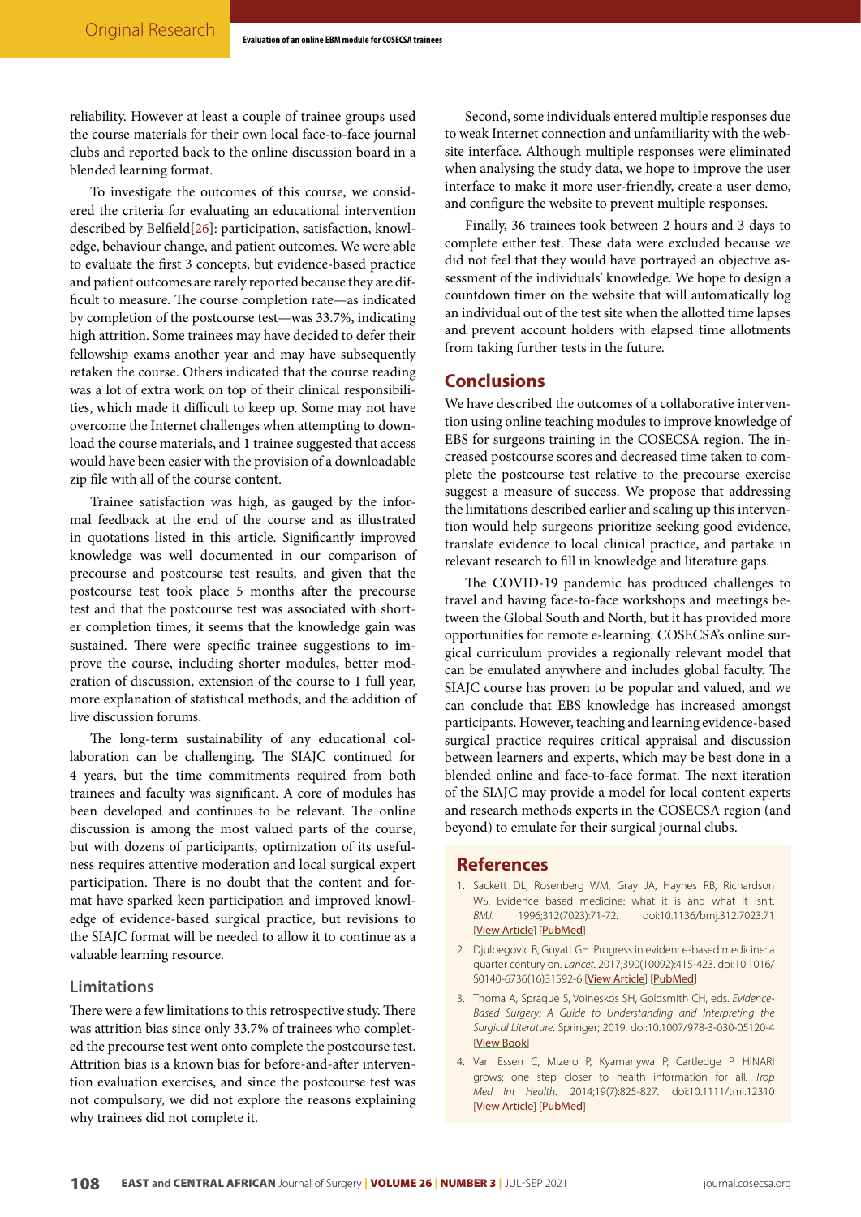reliability. However at least a couple of trainee groups used the course materials for their own local face-to-face journal clubs and reported back to the online discussion board in a blended learning format.

To investigate the outcomes of this course, we considered the criteria for evaluating an educational intervention described by Belfield[26]: participation, satisfaction, knowledge, behaviour change, and patient outcomes. We were able to evaluate the first 3 concepts, but evidence-based practice and patient outcomes are rarely reported because they are difficult to measure. The course completion rate—as indicated by completion of the postcourse test—was 33.7%, indicating high attrition. Some trainees may have decided to defer their fellowship exams another year and may have subsequently retaken the course. Others indicated that the course reading was a lot of extra work on top of their clinical responsibilities, which made it difficult to keep up. Some may not have overcome the Internet challenges when attempting to download the course materials, and 1 trainee suggested that access would have been easier with the provision of a downloadable zip file with all of the course content.

Trainee satisfaction was high, as gauged by the informal feedback at the end of the course and as illustrated in quotations listed in this article. Significantly improved knowledge was well documented in our comparison of precourse and postcourse test results, and given that the postcourse test took place 5 months after the precourse test and that the postcourse test was associated with shorter completion times, it seems that the knowledge gain was sustained. There were specific trainee suggestions to improve the course, including shorter modules, better moderation of discussion, extension of the course to 1 full year, more explanation of statistical methods, and the addition of live discussion forums.

The long-term sustainability of any educational collaboration can be challenging. The SIAJC continued for 4 years, but the time commitments required from both trainees and faculty was significant. A core of modules has been developed and continues to be relevant. The online discussion is among the most valued parts of the course, but with dozens of participants, optimization of its usefulness requires attentive moderation and local surgical expert participation. There is no doubt that the content and format have sparked keen participation and improved knowledge of evidence-based surgical practice, but revisions to the SIAJC format will be needed to allow it to continue as a valuable learning resource.

### Limitations

There were a few limitations to this retrospective study. There was attrition bias since only 33.7% of trainees who completed the precourse test went onto complete the postcourse test. Attrition bias is a known bias for before-and-after intervention evaluation exercises, and since the postcourse test was not compulsory, we did not explore the reasons explaining why trainees did not complete it.

Second, some individuals entered multiple responses due to weak Internet connection and unfamiliarity with the website interface. Although multiple responses were eliminated when analysing the study data, we hope to improve the user interface to make it more user-friendly, create a user demo, and configure the website to prevent multiple responses.

Finally, 36 trainees took between 2 hours and 3 days to complete either test. These data were excluded because we did not feel that they would have portrayed an objective assessment of the individuals' knowledge. We hope to design a countdown timer on the website that will automatically log an individual out of the test site when the allotted time lapses and prevent account holders with elapsed time allotments from taking further tests in the future.

## Conclusions

We have described the outcomes of a collaborative intervention using online teaching modules to improve knowledge of EBS for surgeons training in the COSECSA region. The increased postcourse scores and decreased time taken to complete the postcourse test relative to the precourse exercise suggest a measure of success. We propose that addressing the limitations described earlier and scaling up this intervention would help surgeons prioritize seeking good evidence, translate evidence to local clinical practice, and partake in relevant research to fill in knowledge and literature gaps.

The COVID-19 pandemic has produced challenges to travel and having face-to-face workshops and meetings between the Global South and North, but it has provided more opportunities for remote e-learning. COSECSA's online surgical curriculum provides a regionally relevant model that can be emulated anywhere and includes global faculty. The SIAJC course has proven to be popular and valued, and we can conclude that EBS knowledge has increased amongst participants. However, teaching and learning evidence-based surgical practice requires critical appraisal and discussion between learners and experts, which may be best done in a blended online and face-to-face format. The next iteration of the SIAJC may provide a model for local content experts and research methods experts in the COSECSA region (and beyond) to emulate for their surgical journal clubs.

## References

1. Sackett DL, Rosenberg WM, Gray JA, Haynes RB, Richardson WS. Evidence based medicine: what it is and what it isn't. *BMJ*. 1996;312(7023):71-72. doi:10.1136/bmj.312.7023.71 [View Article] [PubMed]
2. Djulbegovic B, Guyatt GH. Progress in evidence-based medicine: a quarter century on. *Lancet*. 2017;390(10092):415-423. doi:10.1016/S0140-6736(16)31592-6 [View Article] [PubMed]
3. Thoma A, Sprague S, Voineskos SH, Goldsmith CH, eds. *Evidence-Based Surgery: A Guide to Understanding and Interpreting the Surgical Literature*. Springer; 2019. doi:10.1007/978-3-030-05120-4 [View Book]
4. Van Essen C, Mizero P, Kyamanywa P, Cartledge P. HINARI grows: one step closer to health information for all. *Trop Med Int Health*. 2014;19(7):825-827. doi:10.1111/tmi.12310 [View Article] [PubMed]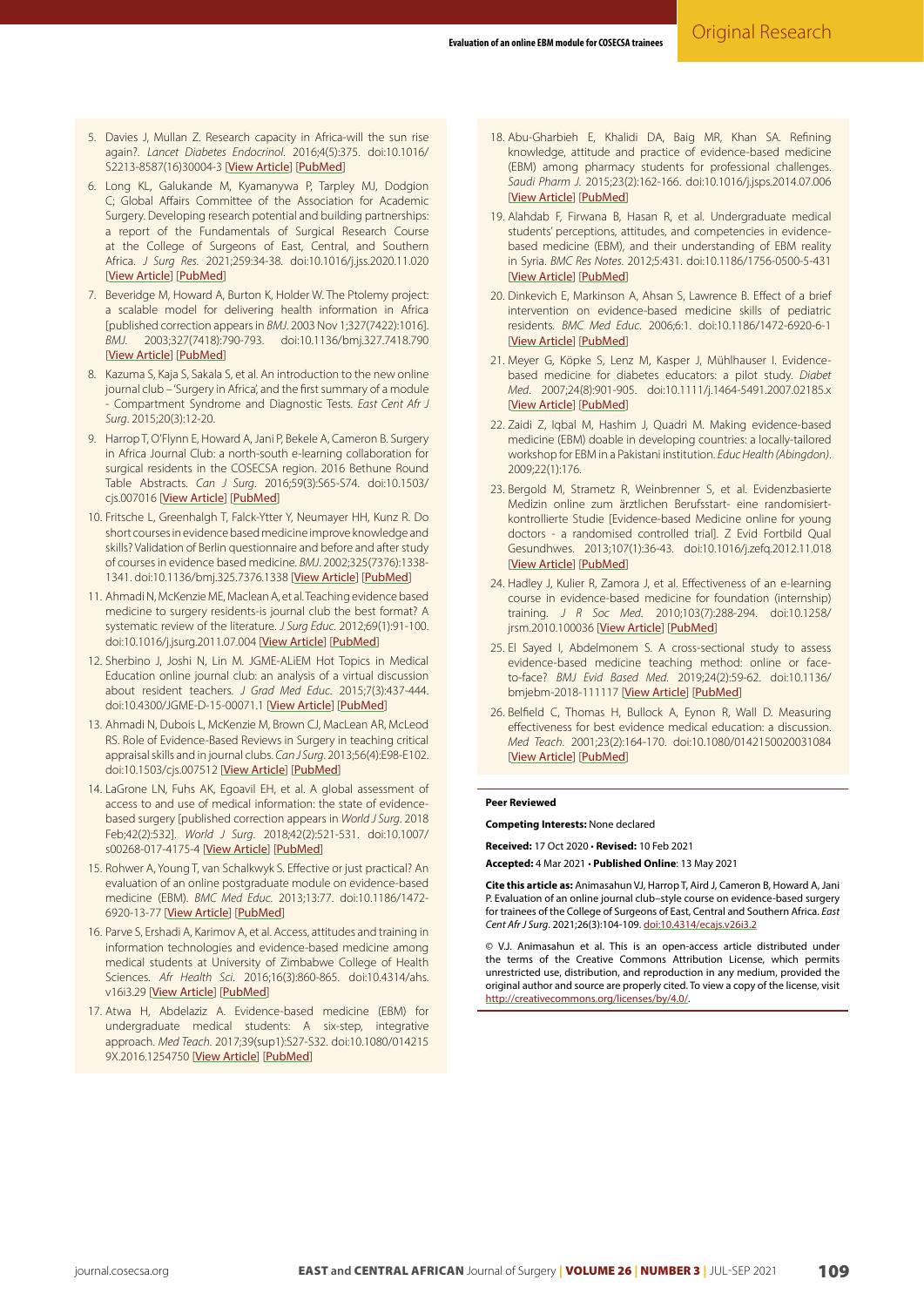5. Davies J, Mullan Z. Research capacity in Africa-will the sun rise again?. *Lancet Diabetes Endocrinol.* 2016;4(5):375. doi:10.1016/S2213-8587(16)30004-3 [View Article] [PubMed]
6. Long KL, Galukande M, Kyamanywa P, Tarpley MJ, Dodgion C; Global Affairs Committee of the Association for Academic Surgery. Developing research potential and building partnerships: a report of the Fundamentals of Surgical Research Course at the College of Surgeons of East, Central, and Southern Africa. *J Surg Res.* 2021;259:34-38. doi:10.1016/j.jss.2020.11.020 [View Article] [PubMed]
7. Beveridge M, Howard A, Burton K, Holder W. The Ptolemy project: a scalable model for delivering health information in Africa [published correction appears in *BMJ*. 2003 Nov 1;327(7422):1016]. *BMJ.* 2003;327(7418):790-793. doi:10.1136/bmj.327.7418.790 [View Article] [PubMed]
8. Kazuma S, Kaja S, Sakala S, et al. An introduction to the new online journal club – 'Surgery in Africa,' and the first summary of a module - Compartment Syndrome and Diagnostic Tests. *East Cent Afr J Surg*. 2015;20(3):12-20.
9. Harrop T, O'Flynn E, Howard A, Jani P, Bekele A, Cameron B. Surgery in Africa Journal Club: a north-south e-learning collaboration for surgical residents in the COSECSA region. 2016 Bethune Round Table Abstracts. *Can J Surg.* 2016;59(3):S65-S74. doi:10.1503/cjs.007016 [View Article] [PubMed]
10. Fritsche L, Greenhalgh T, Falck-Ytter Y, Neumayer HH, Kunz R. Do short courses in evidence based medicine improve knowledge and skills? Validation of Berlin questionnaire and before and after study of courses in evidence based medicine. *BMJ*. 2002;325(7376):1338-1341. doi:10.1136/bmj.325.7376.1338 [View Article] [PubMed]
11. Ahmadi N, McKenzie ME, Maclean A, et al. Teaching evidence based medicine to surgery residents-is journal club the best format? A systematic review of the literature. *J Surg Educ.* 2012;69(1):91-100. doi:10.1016/j.jsurg.2011.07.004 [View Article] [PubMed]
12. Sherbino J, Joshi N, Lin M. JGME-ALiEM Hot Topics in Medical Education online journal club: an analysis of a virtual discussion about resident teachers. *J Grad Med Educ.* 2015;7(3):437-444. doi:10.4300/JGME-D-15-00071.1 [View Article] [PubMed]
13. Ahmadi N, Dubois L, McKenzie M, Brown CJ, MacLean AR, McLeod RS. Role of Evidence-Based Reviews in Surgery in teaching critical appraisal skills and in journal clubs. *Can J Surg*. 2013;56(4):E98-E102. doi:10.1503/cjs.007512 [View Article] [PubMed]
14. LaGrone LN, Fuhs AK, Egoavil EH, et al. A global assessment of access to and use of medical information: the state of evidence-based surgery [published correction appears in *World J Surg*. 2018 Feb;42(2):532]. *World J Surg.* 2018;42(2):521-531. doi:10.1007/s00268-017-4175-4 [View Article] [PubMed]
15. Rohwer A, Young T, van Schalkwyk S. Effective or just practical? An evaluation of an online postgraduate module on evidence-based medicine (EBM). *BMC Med Educ.* 2013;13:77. doi:10.1186/1472-6920-13-77 [View Article] [PubMed]
16. Parve S, Ershadi A, Karimov A, et al. Access, attitudes and training in information technologies and evidence-based medicine among medical students at University of Zimbabwe College of Health Sciences. *Afr Health Sci.* 2016;16(3):860-865. doi:10.4314/ahs.v16i3.29 [View Article] [PubMed]
17. Atwa H, Abdelaziz A. Evidence-based medicine (EBM) for undergraduate medical students: A six-step, integrative approach. *Med Teach*. 2017;39(sup1):S27-S32. doi:10.1080/0142159X.2016.1254750 [View Article] [PubMed]
18. Abu-Gharbieh E, Khalidi DA, Baig MR, Khan SA. Refining knowledge, attitude and practice of evidence-based medicine (EBM) among pharmacy students for professional challenges. *Saudi Pharm J.* 2015;23(2):162-166. doi:10.1016/j.jsps.2014.07.006 [View Article] [PubMed]
19. Alahdab F, Firwana B, Hasan R, et al. Undergraduate medical students' perceptions, attitudes, and competencies in evidence-based medicine (EBM), and their understanding of EBM reality in Syria. *BMC Res Notes.* 2012;5:431. doi:10.1186/1756-0500-5-431 [View Article] [PubMed]
20. Dinkevich E, Markinson A, Ahsan S, Lawrence B. Effect of a brief intervention on evidence-based medicine skills of pediatric residents. *BMC Med Educ.* 2006;6:1. doi:10.1186/1472-6920-6-1 [View Article] [PubMed]
21. Meyer G, Köpke S, Lenz M, Kasper J, Mühlhauser I. Evidence-based medicine for diabetes educators: a pilot study. *Diabet Med.* 2007;24(8):901-905. doi:10.1111/j.1464-5491.2007.02185.x [View Article] [PubMed]
22. Zaidi Z, Iqbal M, Hashim J, Quadri M. Making evidence-based medicine (EBM) doable in developing countries: a locally-tailored workshop for EBM in a Pakistani institution. *Educ Health (Abingdon)*. 2009;22(1):176.
23. Bergold M, Strametz R, Weinbrenner S, et al. Evidenzbasierte Medizin online zum ärztlichen Berufsstart- eine randomisiert-kontrollierte Studie [Evidence-based Medicine online for young doctors - a randomised controlled trial]. Z Evid Fortbild Qual Gesundhwes. 2013;107(1):36-43. doi:10.1016/j.zefq.2012.11.018 [View Article] [PubMed]
24. Hadley J, Kulier R, Zamora J, et al. Effectiveness of an e-learning course in evidence-based medicine for foundation (internship) training. *J R Soc Med.* 2010;103(7):288-294. doi:10.1258/jrsm.2010.100036 [View Article] [PubMed]
25. El Sayed I, Abdelmonem S. A cross-sectional study to assess evidence-based medicine teaching method: online or face-to-face? *BMJ Evid Based Med.* 2019;24(2):59-62. doi:10.1136/bmjebm-2018-111117 [View Article] [PubMed]
26. Belfield C, Thomas H, Bullock A, Eynon R, Wall D. Measuring effectiveness for best evidence medical education: a discussion. *Med Teach.* 2001;23(2):164-170. doi:10.1080/0142150020031084 [View Article] [PubMed]

**Peer Reviewed**

**Competing Interests:** None declared

**Received:** 17 Oct 2020 • **Revised:** 10 Feb 2021

**Accepted:** 4 Mar 2021 • **Published Online**: 13 May 2021

**Cite this article as:** Animasahun VJ, Harrop T, Aird J, Cameron B, Howard A, Jani P. Evaluation of an online journal club–style course on evidence-based surgery for trainees of the College of Surgeons of East, Central and Southern Africa. *East Cent Afr J Surg*. 2021;26(3):104-109. doi:10.4314/ecajs.v26i3.2

© V.J. Animasahun et al. This is an open-access article distributed under the terms of the Creative Commons Attribution License, which permits unrestricted use, distribution, and reproduction in any medium, provided the original author and source are properly cited. To view a copy of the license, visit http://creativecommons.org/licenses/by/4.0/.